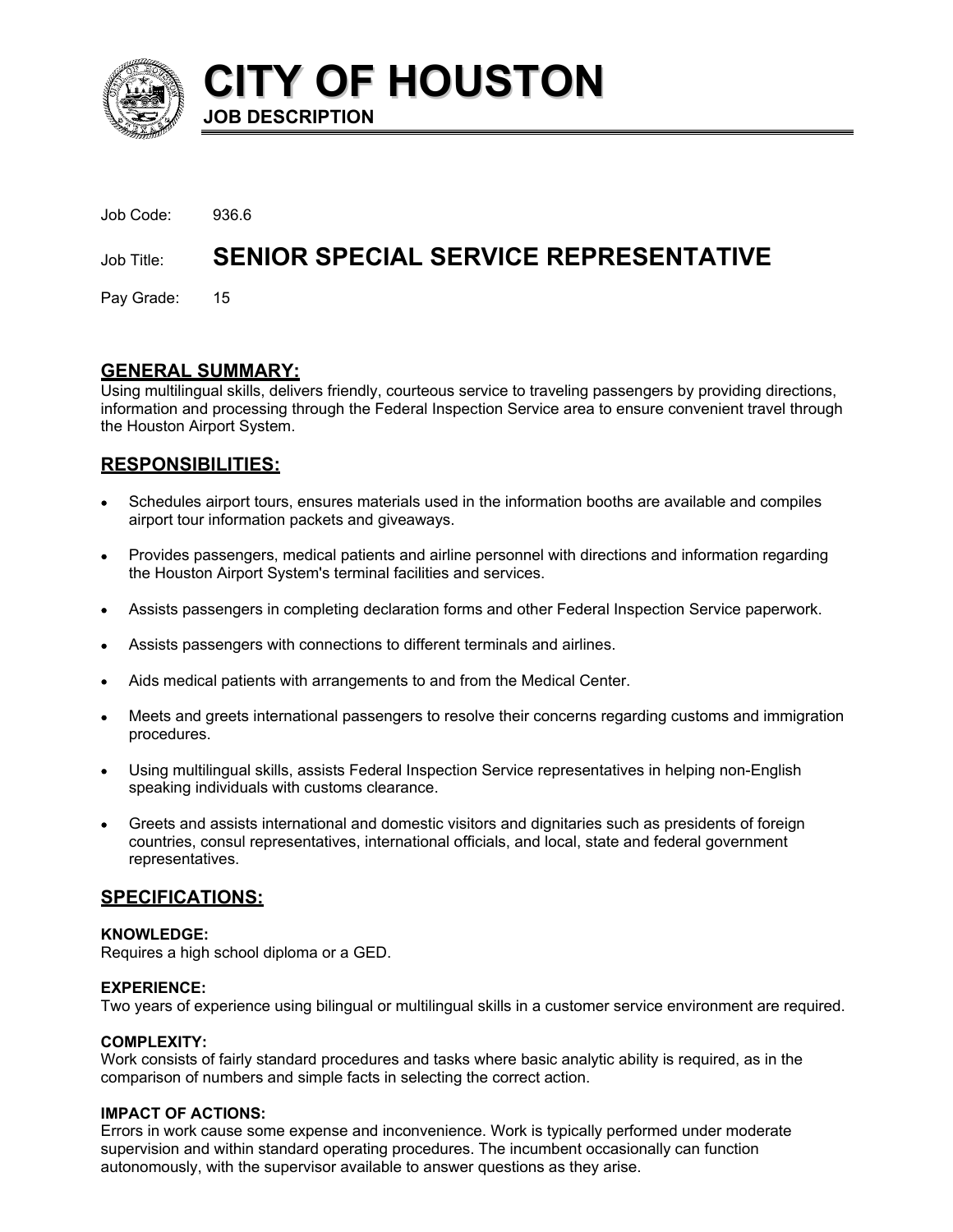# CITY OF HOUSTON

**JOB DESCRIPTION**

Job Code: 936.6

Job Title: **SENIOR SPECIAL SERVICE REPRESENTATIVE**

Pay Grade: 15

## GENERAL SUMMARY:

Using multilingual skills, delivers friendly, courteous service to traveling passengers by providing directions, information and processing through the Federal Inspection Service area to ensure convenient travel through the Houston Airport System.

## RESPONSIBILITIES:

- Schedules airport tours, ensures materials used in the information booths are available and compiles airport tour information packets and giveaways.
- Provides passengers, medical patients and airline personnel with directions and information regarding the Houston Airport System's terminal facilities and services.
- Assists passengers in completing declaration forms and other Federal Inspection Service paperwork.
- Assists passengers with connections to different terminals and airlines.
- Aids medical patients with arrangements to and from the Medical Center.
- Meets and greets international passengers to resolve their concerns regarding customs and immigration procedures.
- Using multilingual skills, assists Federal Inspection Service representatives in helping non-English speaking individuals with customs clearance.
- Greets and assists international and domestic visitors and dignitaries such as presidents of foreign countries, consul representatives, international officials, and local, state and federal government representatives.

## SPECIFICATIONS:

**KNOWLEDGE:**
Requires a high school diploma or a GED.

**EXPERIENCE:**
Two years of experience using bilingual or multilingual skills in a customer service environment are required.

**COMPLEXITY:**
Work consists of fairly standard procedures and tasks where basic analytic ability is required, as in the comparison of numbers and simple facts in selecting the correct action.

**IMPACT OF ACTIONS:**
Errors in work cause some expense and inconvenience. Work is typically performed under moderate supervision and within standard operating procedures. The incumbent occasionally can function autonomously, with the supervisor available to answer questions as they arise.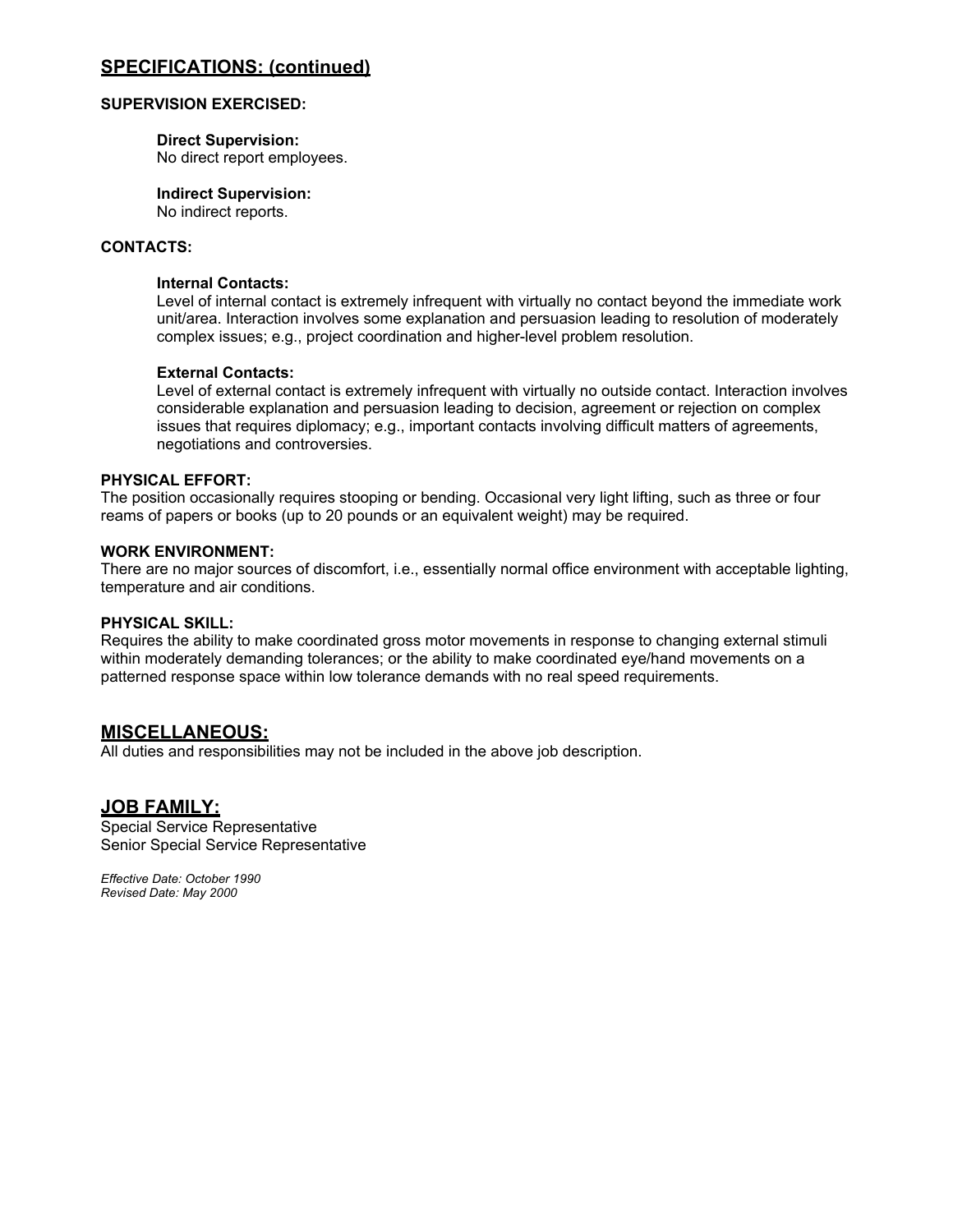## SPECIFICATIONS: (continued)

### SUPERVISION EXERCISED:

**Direct Supervision:**
No direct report employees.

**Indirect Supervision:**
No indirect reports.

### CONTACTS:

**Internal Contacts:**
Level of internal contact is extremely infrequent with virtually no contact beyond the immediate work unit/area. Interaction involves some explanation and persuasion leading to resolution of moderately complex issues; e.g., project coordination and higher-level problem resolution.

**External Contacts:**
Level of external contact is extremely infrequent with virtually no outside contact. Interaction involves considerable explanation and persuasion leading to decision, agreement or rejection on complex issues that requires diplomacy; e.g., important contacts involving difficult matters of agreements, negotiations and controversies.

### PHYSICAL EFFORT:
The position occasionally requires stooping or bending. Occasional very light lifting, such as three or four reams of papers or books (up to 20 pounds or an equivalent weight) may be required.

### WORK ENVIRONMENT:
There are no major sources of discomfort, i.e., essentially normal office environment with acceptable lighting, temperature and air conditions.

### PHYSICAL SKILL:
Requires the ability to make coordinated gross motor movements in response to changing external stimuli within moderately demanding tolerances; or the ability to make coordinated eye/hand movements on a patterned response space within low tolerance demands with no real speed requirements.

## MISCELLANEOUS:
All duties and responsibilities may not be included in the above job description.

## JOB FAMILY:
Special Service Representative
Senior Special Service Representative

*Effective Date: October 1990*
*Revised Date: May 2000*